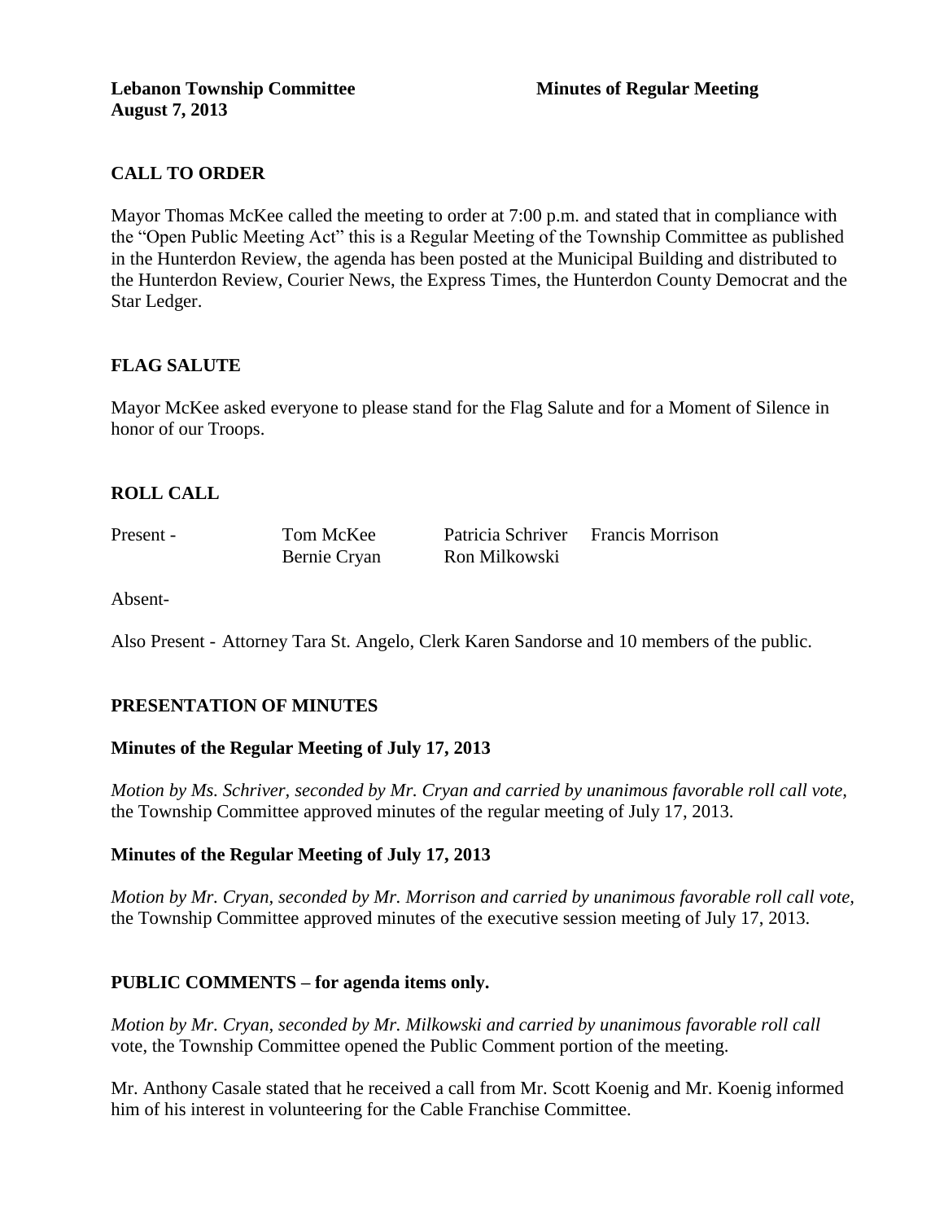**Lebanon Township Committee** **Minutes of Regular Meeting**
**August 7, 2013**

## CALL TO ORDER

Mayor Thomas McKee called the meeting to order at 7:00 p.m. and stated that in compliance with the "Open Public Meeting Act" this is a Regular Meeting of the Township Committee as published in the Hunterdon Review, the agenda has been posted at the Municipal Building and distributed to the Hunterdon Review, Courier News, the Express Times, the Hunterdon County Democrat and the Star Ledger.

## FLAG SALUTE

Mayor McKee asked everyone to please stand for the Flag Salute and for a Moment of Silence in honor of our Troops.

## ROLL CALL

| Present - | Tom McKee | Patricia Schriver | Francis Morrison |
|---|---|---|---|
| | Bernie Cryan | Ron Milkowski | |

Absent-

Also Present - Attorney Tara St. Angelo, Clerk Karen Sandorse and 10 members of the public.

## PRESENTATION OF MINUTES

### Minutes of the Regular Meeting of July 17, 2013

*Motion by Ms. Schriver, seconded by Mr. Cryan and carried by unanimous favorable roll call vote,* the Township Committee approved minutes of the regular meeting of July 17, 2013.

### Minutes of the Regular Meeting of July 17, 2013

*Motion by Mr. Cryan, seconded by Mr. Morrison and carried by unanimous favorable roll call vote,* the Township Committee approved minutes of the executive session meeting of July 17, 2013.

## PUBLIC COMMENTS – for agenda items only.

*Motion by Mr. Cryan, seconded by Mr. Milkowski and carried by unanimous favorable roll call* vote, the Township Committee opened the Public Comment portion of the meeting.

Mr. Anthony Casale stated that he received a call from Mr. Scott Koenig and Mr. Koenig informed him of his interest in volunteering for the Cable Franchise Committee.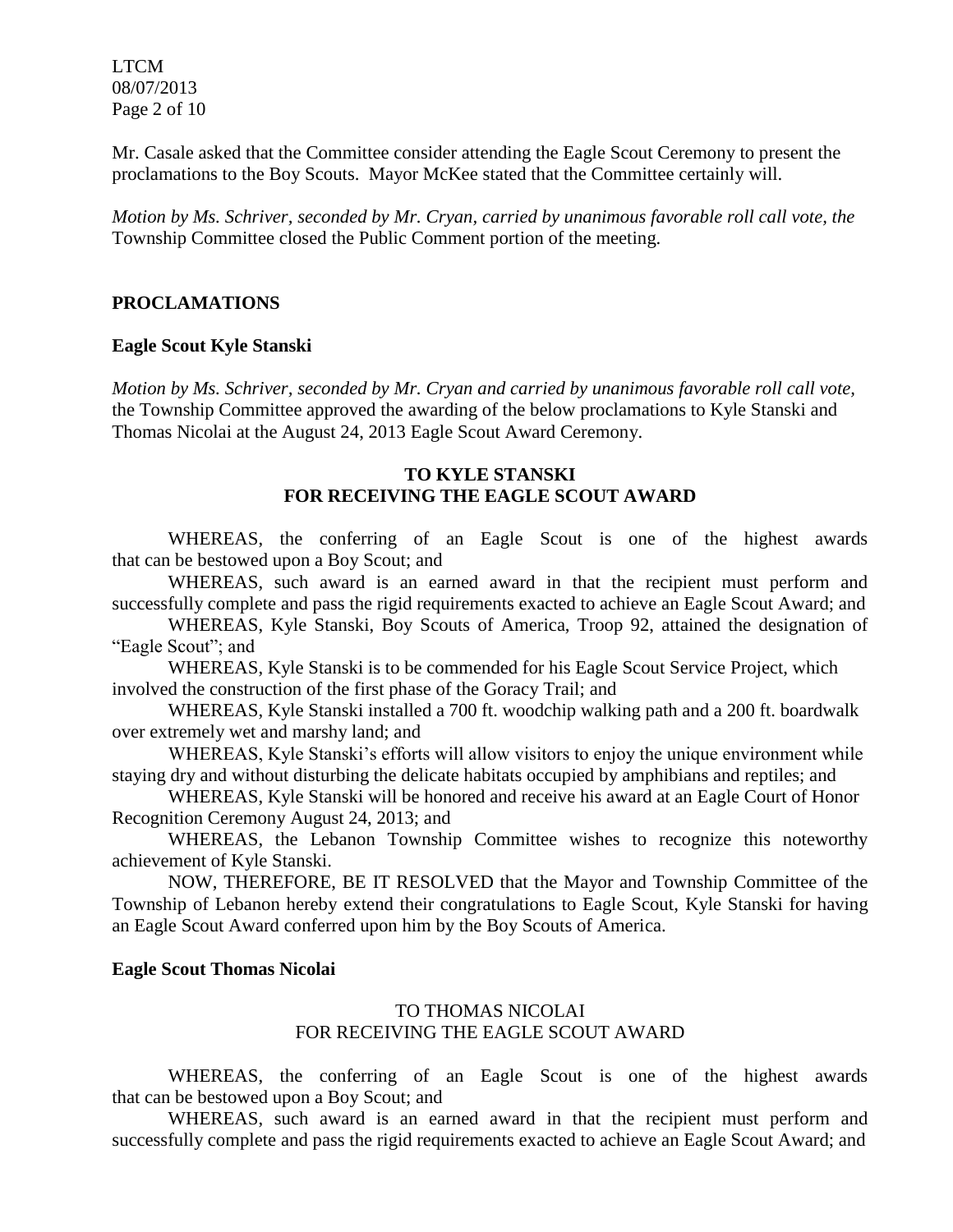Mr. Casale asked that the Committee consider attending the Eagle Scout Ceremony to present the proclamations to the Boy Scouts. Mayor McKee stated that the Committee certainly will.

*Motion by Ms. Schriver, seconded by Mr. Cryan, carried by unanimous favorable roll call vote, the* Township Committee closed the Public Comment portion of the meeting.

## PROCLAMATIONS

### Eagle Scout Kyle Stanski

*Motion by Ms. Schriver, seconded by Mr. Cryan and carried by unanimous favorable roll call vote,* the Township Committee approved the awarding of the below proclamations to Kyle Stanski and Thomas Nicolai at the August 24, 2013 Eagle Scout Award Ceremony.

**TO KYLE STANSKI**
**FOR RECEIVING THE EAGLE SCOUT AWARD**

WHEREAS, the conferring of an Eagle Scout is one of the highest awards that can be bestowed upon a Boy Scout; and

WHEREAS, such award is an earned award in that the recipient must perform and successfully complete and pass the rigid requirements exacted to achieve an Eagle Scout Award; and

WHEREAS, Kyle Stanski, Boy Scouts of America, Troop 92, attained the designation of "Eagle Scout"; and

WHEREAS, Kyle Stanski is to be commended for his Eagle Scout Service Project, which involved the construction of the first phase of the Goracy Trail; and

WHEREAS, Kyle Stanski installed a 700 ft. woodchip walking path and a 200 ft. boardwalk over extremely wet and marshy land; and

WHEREAS, Kyle Stanski's efforts will allow visitors to enjoy the unique environment while staying dry and without disturbing the delicate habitats occupied by amphibians and reptiles; and

WHEREAS, Kyle Stanski will be honored and receive his award at an Eagle Court of Honor Recognition Ceremony August 24, 2013; and

WHEREAS, the Lebanon Township Committee wishes to recognize this noteworthy achievement of Kyle Stanski.

NOW, THEREFORE, BE IT RESOLVED that the Mayor and Township Committee of the Township of Lebanon hereby extend their congratulations to Eagle Scout, Kyle Stanski for having an Eagle Scout Award conferred upon him by the Boy Scouts of America.

### Eagle Scout Thomas Nicolai

TO THOMAS NICOLAI
FOR RECEIVING THE EAGLE SCOUT AWARD

WHEREAS, the conferring of an Eagle Scout is one of the highest awards that can be bestowed upon a Boy Scout; and

WHEREAS, such award is an earned award in that the recipient must perform and successfully complete and pass the rigid requirements exacted to achieve an Eagle Scout Award; and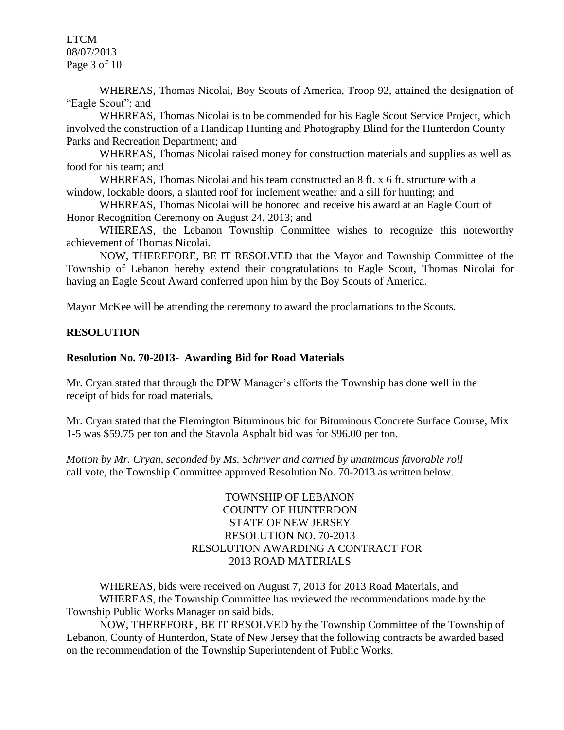WHEREAS, Thomas Nicolai, Boy Scouts of America, Troop 92, attained the designation of "Eagle Scout"; and

WHEREAS, Thomas Nicolai is to be commended for his Eagle Scout Service Project, which involved the construction of a Handicap Hunting and Photography Blind for the Hunterdon County Parks and Recreation Department; and

WHEREAS, Thomas Nicolai raised money for construction materials and supplies as well as food for his team; and

WHEREAS, Thomas Nicolai and his team constructed an 8 ft. x 6 ft. structure with a window, lockable doors, a slanted roof for inclement weather and a sill for hunting; and

WHEREAS, Thomas Nicolai will be honored and receive his award at an Eagle Court of Honor Recognition Ceremony on August 24, 2013; and

WHEREAS, the Lebanon Township Committee wishes to recognize this noteworthy achievement of Thomas Nicolai.

NOW, THEREFORE, BE IT RESOLVED that the Mayor and Township Committee of the Township of Lebanon hereby extend their congratulations to Eagle Scout, Thomas Nicolai for having an Eagle Scout Award conferred upon him by the Boy Scouts of America.

Mayor McKee will be attending the ceremony to award the proclamations to the Scouts.

## RESOLUTION

### Resolution No. 70-2013- Awarding Bid for Road Materials

Mr. Cryan stated that through the DPW Manager's efforts the Township has done well in the receipt of bids for road materials.

Mr. Cryan stated that the Flemington Bituminous bid for Bituminous Concrete Surface Course, Mix 1-5 was $59.75 per ton and the Stavola Asphalt bid was for $96.00 per ton.

*Motion by Mr. Cryan, seconded by Ms. Schriver and carried by unanimous favorable roll* call vote, the Township Committee approved Resolution No. 70-2013 as written below.

TOWNSHIP OF LEBANON
COUNTY OF HUNTERDON
STATE OF NEW JERSEY
RESOLUTION NO. 70-2013
RESOLUTION AWARDING A CONTRACT FOR
2013 ROAD MATERIALS

WHEREAS, bids were received on August 7, 2013 for 2013 Road Materials, and

WHEREAS, the Township Committee has reviewed the recommendations made by the Township Public Works Manager on said bids.

NOW, THEREFORE, BE IT RESOLVED by the Township Committee of the Township of Lebanon, County of Hunterdon, State of New Jersey that the following contracts be awarded based on the recommendation of the Township Superintendent of Public Works.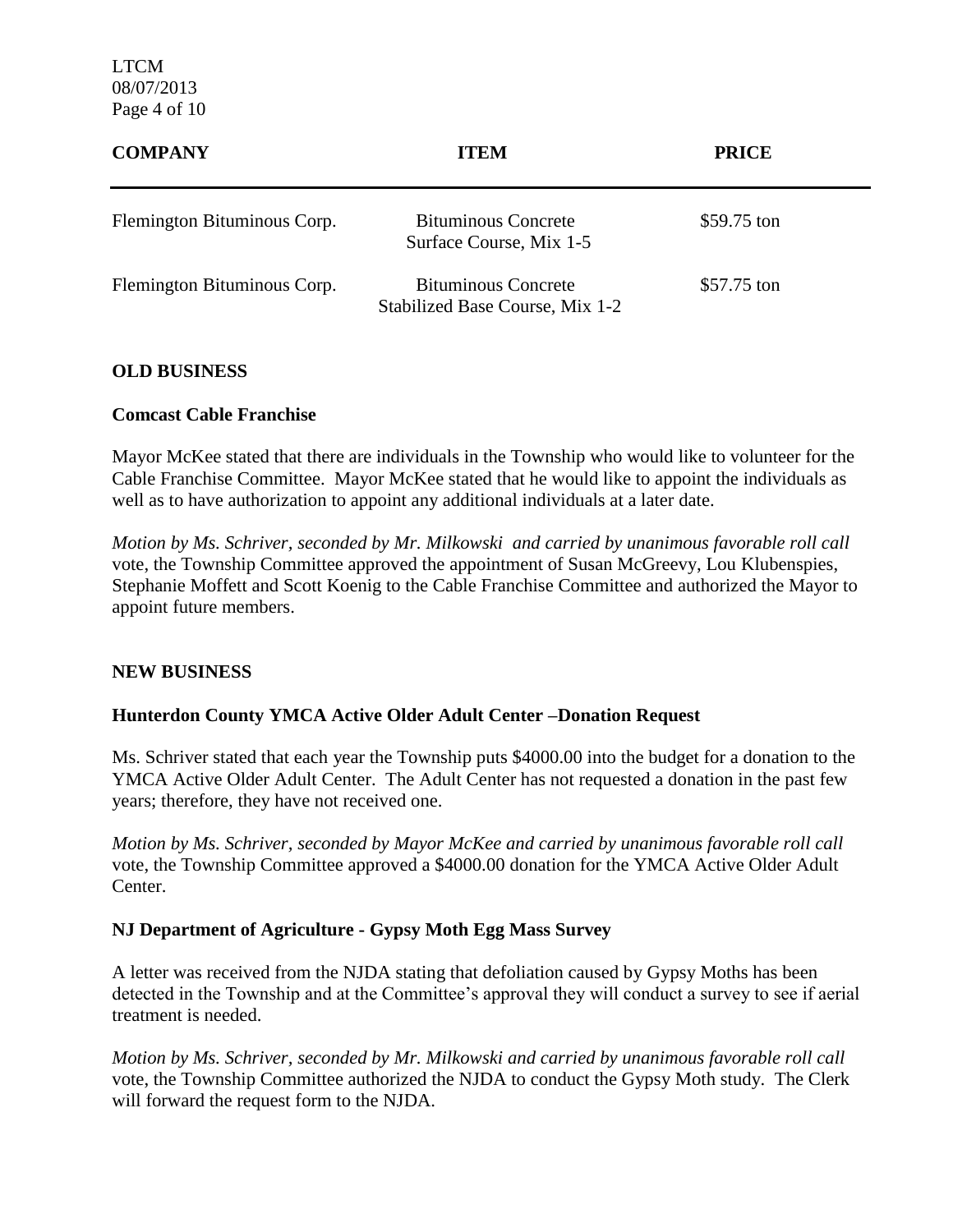| COMPANY | ITEM | PRICE |
|---|---|---|
| Flemington Bituminous Corp. | Bituminous Concrete Surface Course, Mix 1-5 | $59.75 ton |
| Flemington Bituminous Corp. | Bituminous Concrete Stabilized Base Course, Mix 1-2 | $57.75 ton |

**OLD BUSINESS**

**Comcast Cable Franchise**

Mayor McKee stated that there are individuals in the Township who would like to volunteer for the Cable Franchise Committee. Mayor McKee stated that he would like to appoint the individuals as well as to have authorization to appoint any additional individuals at a later date.

*Motion by Ms. Schriver, seconded by Mr. Milkowski and carried by unanimous favorable roll call* vote, the Township Committee approved the appointment of Susan McGreevy, Lou Klubenspies, Stephanie Moffett and Scott Koenig to the Cable Franchise Committee and authorized the Mayor to appoint future members.

**NEW BUSINESS**

**Hunterdon County YMCA Active Older Adult Center –Donation Request**

Ms. Schriver stated that each year the Township puts $4000.00 into the budget for a donation to the YMCA Active Older Adult Center. The Adult Center has not requested a donation in the past few years; therefore, they have not received one.

*Motion by Ms. Schriver, seconded by Mayor McKee and carried by unanimous favorable roll call* vote, the Township Committee approved a $4000.00 donation for the YMCA Active Older Adult Center.

**NJ Department of Agriculture - Gypsy Moth Egg Mass Survey**

A letter was received from the NJDA stating that defoliation caused by Gypsy Moths has been detected in the Township and at the Committee's approval they will conduct a survey to see if aerial treatment is needed.

*Motion by Ms. Schriver, seconded by Mr. Milkowski and carried by unanimous favorable roll call* vote, the Township Committee authorized the NJDA to conduct the Gypsy Moth study. The Clerk will forward the request form to the NJDA.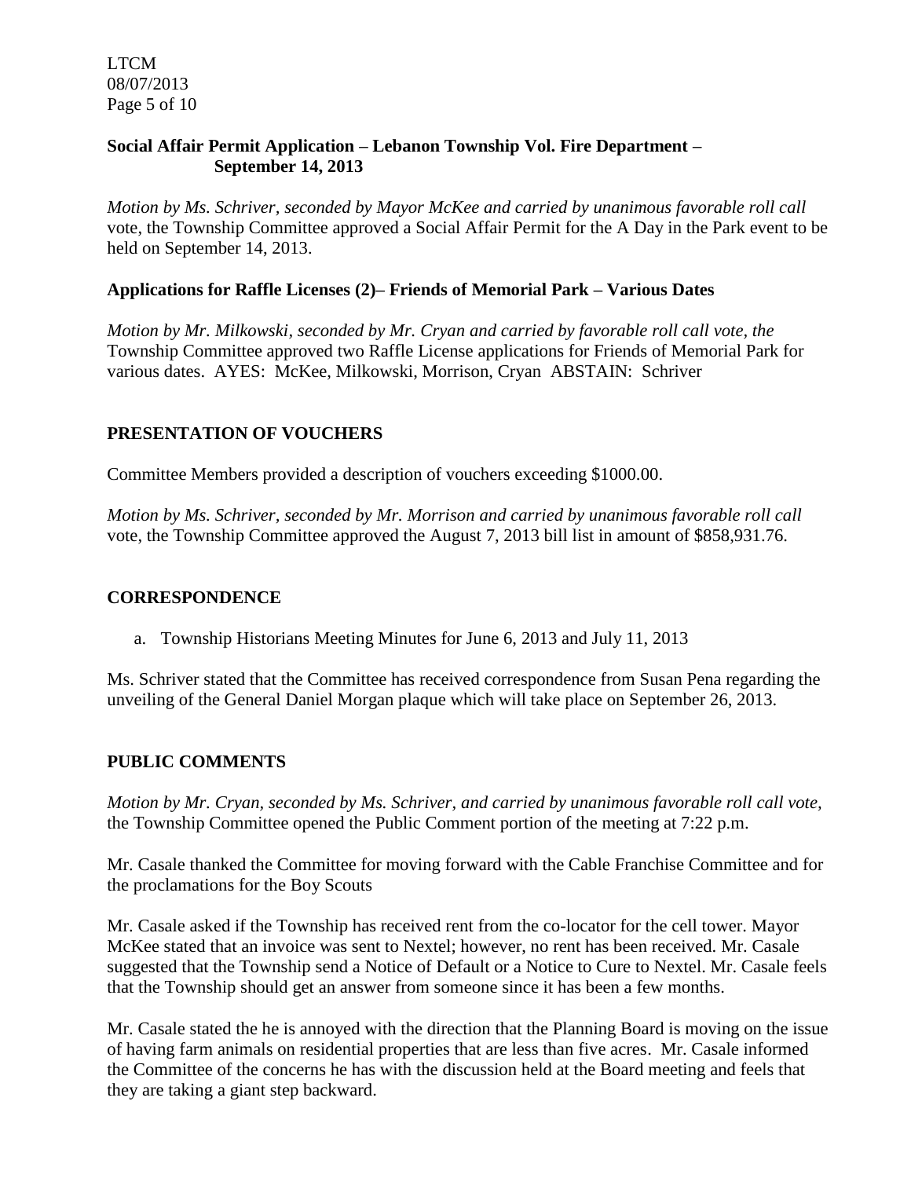**Social Affair Permit Application – Lebanon Township Vol. Fire Department – September 14, 2013**

*Motion by Ms. Schriver, seconded by Mayor McKee and carried by unanimous favorable roll call* vote, the Township Committee approved a Social Affair Permit for the A Day in the Park event to be held on September 14, 2013.

**Applications for Raffle Licenses (2)– Friends of Memorial Park – Various Dates**

*Motion by Mr. Milkowski, seconded by Mr. Cryan and carried by favorable roll call vote, the* Township Committee approved two Raffle License applications for Friends of Memorial Park for various dates. AYES: McKee, Milkowski, Morrison, Cryan ABSTAIN: Schriver

## PRESENTATION OF VOUCHERS

Committee Members provided a description of vouchers exceeding $1000.00.

*Motion by Ms. Schriver, seconded by Mr. Morrison and carried by unanimous favorable roll call* vote, the Township Committee approved the August 7, 2013 bill list in amount of $858,931.76.

## CORRESPONDENCE

a. Township Historians Meeting Minutes for June 6, 2013 and July 11, 2013

Ms. Schriver stated that the Committee has received correspondence from Susan Pena regarding the unveiling of the General Daniel Morgan plaque which will take place on September 26, 2013.

## PUBLIC COMMENTS

*Motion by Mr. Cryan, seconded by Ms. Schriver, and carried by unanimous favorable roll call vote,* the Township Committee opened the Public Comment portion of the meeting at 7:22 p.m.

Mr. Casale thanked the Committee for moving forward with the Cable Franchise Committee and for the proclamations for the Boy Scouts

Mr. Casale asked if the Township has received rent from the co-locator for the cell tower. Mayor McKee stated that an invoice was sent to Nextel; however, no rent has been received. Mr. Casale suggested that the Township send a Notice of Default or a Notice to Cure to Nextel. Mr. Casale feels that the Township should get an answer from someone since it has been a few months.

Mr. Casale stated the he is annoyed with the direction that the Planning Board is moving on the issue of having farm animals on residential properties that are less than five acres. Mr. Casale informed the Committee of the concerns he has with the discussion held at the Board meeting and feels that they are taking a giant step backward.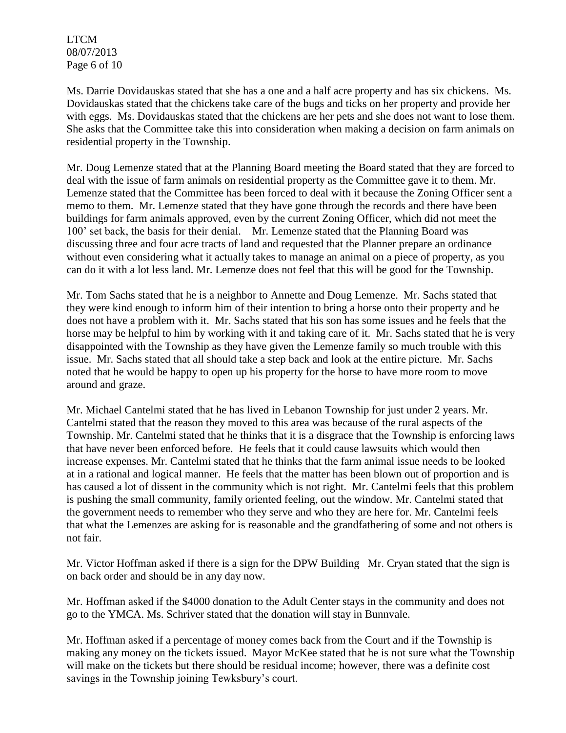Ms. Darrie Dovidauskas stated that she has a one and a half acre property and has six chickens. Ms. Dovidauskas stated that the chickens take care of the bugs and ticks on her property and provide her with eggs. Ms. Dovidauskas stated that the chickens are her pets and she does not want to lose them. She asks that the Committee take this into consideration when making a decision on farm animals on residential property in the Township.

Mr. Doug Lemenze stated that at the Planning Board meeting the Board stated that they are forced to deal with the issue of farm animals on residential property as the Committee gave it to them. Mr. Lemenze stated that the Committee has been forced to deal with it because the Zoning Officer sent a memo to them. Mr. Lemenze stated that they have gone through the records and there have been buildings for farm animals approved, even by the current Zoning Officer, which did not meet the 100' set back, the basis for their denial. Mr. Lemenze stated that the Planning Board was discussing three and four acre tracts of land and requested that the Planner prepare an ordinance without even considering what it actually takes to manage an animal on a piece of property, as you can do it with a lot less land. Mr. Lemenze does not feel that this will be good for the Township.

Mr. Tom Sachs stated that he is a neighbor to Annette and Doug Lemenze. Mr. Sachs stated that they were kind enough to inform him of their intention to bring a horse onto their property and he does not have a problem with it. Mr. Sachs stated that his son has some issues and he feels that the horse may be helpful to him by working with it and taking care of it. Mr. Sachs stated that he is very disappointed with the Township as they have given the Lemenze family so much trouble with this issue. Mr. Sachs stated that all should take a step back and look at the entire picture. Mr. Sachs noted that he would be happy to open up his property for the horse to have more room to move around and graze.

Mr. Michael Cantelmi stated that he has lived in Lebanon Township for just under 2 years. Mr. Cantelmi stated that the reason they moved to this area was because of the rural aspects of the Township. Mr. Cantelmi stated that he thinks that it is a disgrace that the Township is enforcing laws that have never been enforced before. He feels that it could cause lawsuits which would then increase expenses. Mr. Cantelmi stated that he thinks that the farm animal issue needs to be looked at in a rational and logical manner. He feels that the matter has been blown out of proportion and is has caused a lot of dissent in the community which is not right. Mr. Cantelmi feels that this problem is pushing the small community, family oriented feeling, out the window. Mr. Cantelmi stated that the government needs to remember who they serve and who they are here for. Mr. Cantelmi feels that what the Lemenzes are asking for is reasonable and the grandfathering of some and not others is not fair.

Mr. Victor Hoffman asked if there is a sign for the DPW Building Mr. Cryan stated that the sign is on back order and should be in any day now.

Mr. Hoffman asked if the $4000 donation to the Adult Center stays in the community and does not go to the YMCA. Ms. Schriver stated that the donation will stay in Bunnvale.

Mr. Hoffman asked if a percentage of money comes back from the Court and if the Township is making any money on the tickets issued. Mayor McKee stated that he is not sure what the Township will make on the tickets but there should be residual income; however, there was a definite cost savings in the Township joining Tewksbury's court.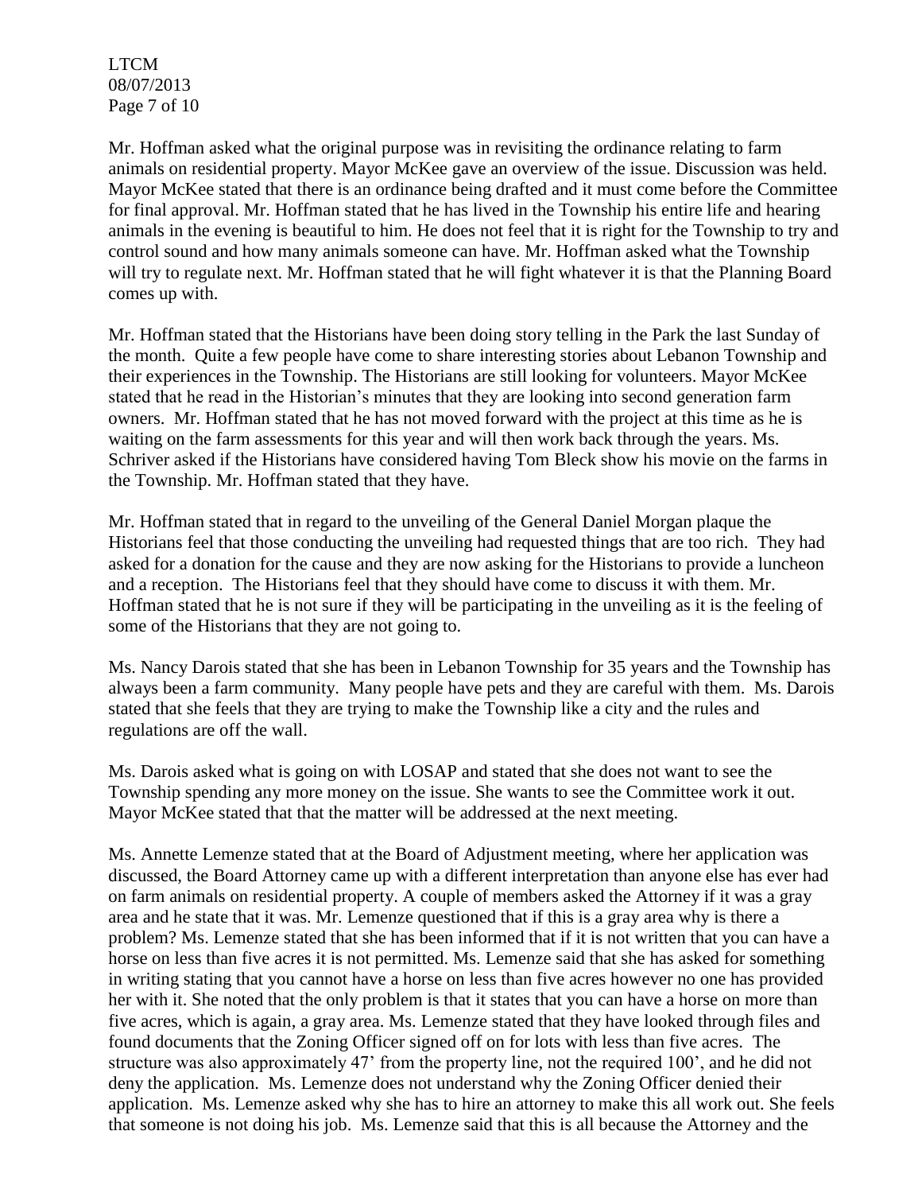Mr. Hoffman asked what the original purpose was in revisiting the ordinance relating to farm animals on residential property. Mayor McKee gave an overview of the issue. Discussion was held. Mayor McKee stated that there is an ordinance being drafted and it must come before the Committee for final approval. Mr. Hoffman stated that he has lived in the Township his entire life and hearing animals in the evening is beautiful to him. He does not feel that it is right for the Township to try and control sound and how many animals someone can have. Mr. Hoffman asked what the Township will try to regulate next. Mr. Hoffman stated that he will fight whatever it is that the Planning Board comes up with.

Mr. Hoffman stated that the Historians have been doing story telling in the Park the last Sunday of the month. Quite a few people have come to share interesting stories about Lebanon Township and their experiences in the Township. The Historians are still looking for volunteers. Mayor McKee stated that he read in the Historian's minutes that they are looking into second generation farm owners. Mr. Hoffman stated that he has not moved forward with the project at this time as he is waiting on the farm assessments for this year and will then work back through the years. Ms. Schriver asked if the Historians have considered having Tom Bleck show his movie on the farms in the Township. Mr. Hoffman stated that they have.

Mr. Hoffman stated that in regard to the unveiling of the General Daniel Morgan plaque the Historians feel that those conducting the unveiling had requested things that are too rich. They had asked for a donation for the cause and they are now asking for the Historians to provide a luncheon and a reception. The Historians feel that they should have come to discuss it with them. Mr. Hoffman stated that he is not sure if they will be participating in the unveiling as it is the feeling of some of the Historians that they are not going to.

Ms. Nancy Darois stated that she has been in Lebanon Township for 35 years and the Township has always been a farm community. Many people have pets and they are careful with them. Ms. Darois stated that she feels that they are trying to make the Township like a city and the rules and regulations are off the wall.

Ms. Darois asked what is going on with LOSAP and stated that she does not want to see the Township spending any more money on the issue. She wants to see the Committee work it out. Mayor McKee stated that that the matter will be addressed at the next meeting.

Ms. Annette Lemenze stated that at the Board of Adjustment meeting, where her application was discussed, the Board Attorney came up with a different interpretation than anyone else has ever had on farm animals on residential property. A couple of members asked the Attorney if it was a gray area and he state that it was. Mr. Lemenze questioned that if this is a gray area why is there a problem? Ms. Lemenze stated that she has been informed that if it is not written that you can have a horse on less than five acres it is not permitted. Ms. Lemenze said that she has asked for something in writing stating that you cannot have a horse on less than five acres however no one has provided her with it. She noted that the only problem is that it states that you can have a horse on more than five acres, which is again, a gray area. Ms. Lemenze stated that they have looked through files and found documents that the Zoning Officer signed off on for lots with less than five acres. The structure was also approximately 47' from the property line, not the required 100', and he did not deny the application. Ms. Lemenze does not understand why the Zoning Officer denied their application. Ms. Lemenze asked why she has to hire an attorney to make this all work out. She feels that someone is not doing his job. Ms. Lemenze said that this is all because the Attorney and the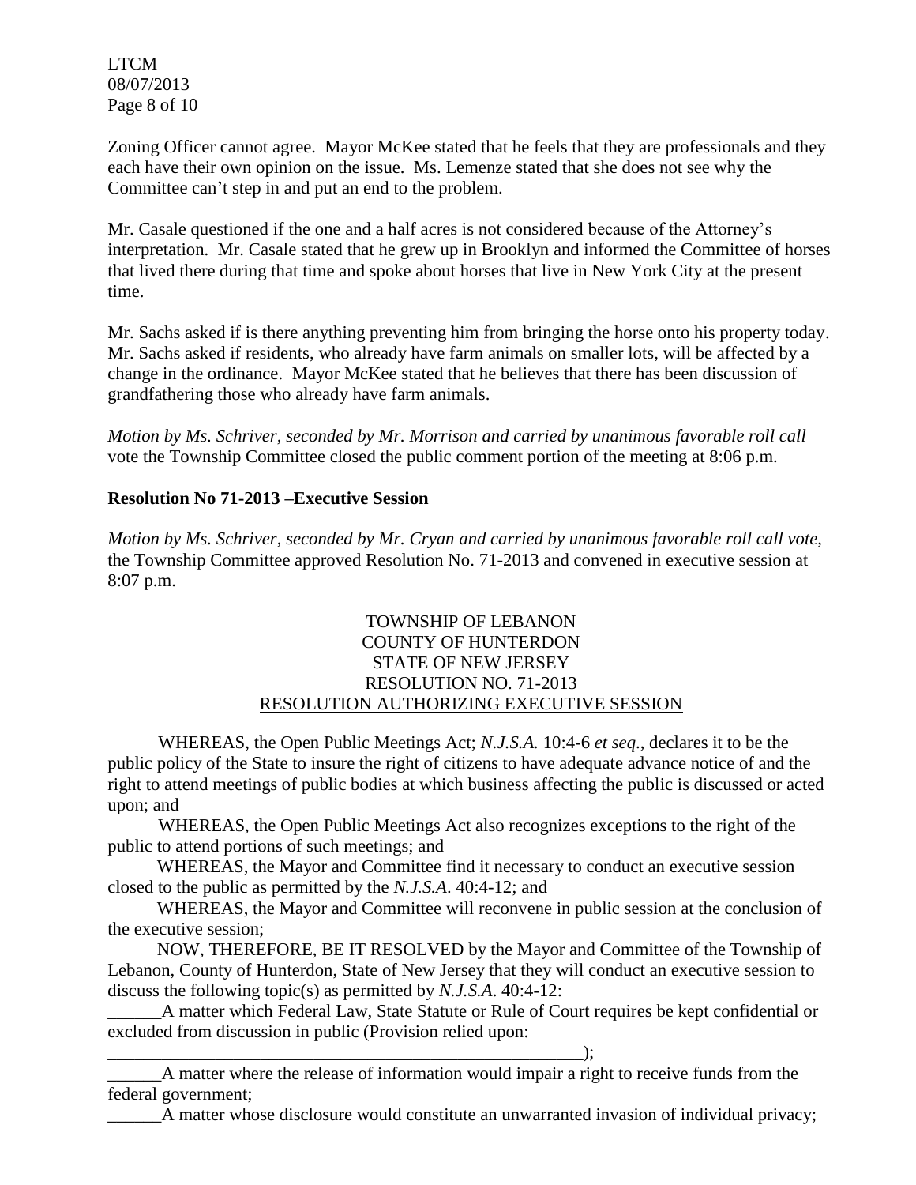Zoning Officer cannot agree. Mayor McKee stated that he feels that they are professionals and they each have their own opinion on the issue. Ms. Lemenze stated that she does not see why the Committee can't step in and put an end to the problem.

Mr. Casale questioned if the one and a half acres is not considered because of the Attorney's interpretation. Mr. Casale stated that he grew up in Brooklyn and informed the Committee of horses that lived there during that time and spoke about horses that live in New York City at the present time.

Mr. Sachs asked if is there anything preventing him from bringing the horse onto his property today. Mr. Sachs asked if residents, who already have farm animals on smaller lots, will be affected by a change in the ordinance. Mayor McKee stated that he believes that there has been discussion of grandfathering those who already have farm animals.

*Motion by Ms. Schriver, seconded by Mr. Morrison and carried by unanimous favorable roll call* vote the Township Committee closed the public comment portion of the meeting at 8:06 p.m.

**Resolution No 71-2013 –Executive Session**

*Motion by Ms. Schriver, seconded by Mr. Cryan and carried by unanimous favorable roll call vote,* the Township Committee approved Resolution No. 71-2013 and convened in executive session at 8:07 p.m.

TOWNSHIP OF LEBANON
COUNTY OF HUNTERDON
STATE OF NEW JERSEY
RESOLUTION NO. 71-2013
RESOLUTION AUTHORIZING EXECUTIVE SESSION

WHEREAS, the Open Public Meetings Act; *N.J.S.A.* 10:4-6 *et seq*., declares it to be the public policy of the State to insure the right of citizens to have adequate advance notice of and the right to attend meetings of public bodies at which business affecting the public is discussed or acted upon; and

WHEREAS, the Open Public Meetings Act also recognizes exceptions to the right of the public to attend portions of such meetings; and

WHEREAS, the Mayor and Committee find it necessary to conduct an executive session closed to the public as permitted by the *N.J.S.A*. 40:4-12; and

WHEREAS, the Mayor and Committee will reconvene in public session at the conclusion of the executive session;

NOW, THEREFORE, BE IT RESOLVED by the Mayor and Committee of the Township of Lebanon, County of Hunterdon, State of New Jersey that they will conduct an executive session to discuss the following topic(s) as permitted by *N.J.S.A*. 40:4-12:

______A matter which Federal Law, State Statute or Rule of Court requires be kept confidential or excluded from discussion in public (Provision relied upon: _______________________________________________________);

______A matter where the release of information would impair a right to receive funds from the federal government;

______A matter whose disclosure would constitute an unwarranted invasion of individual privacy;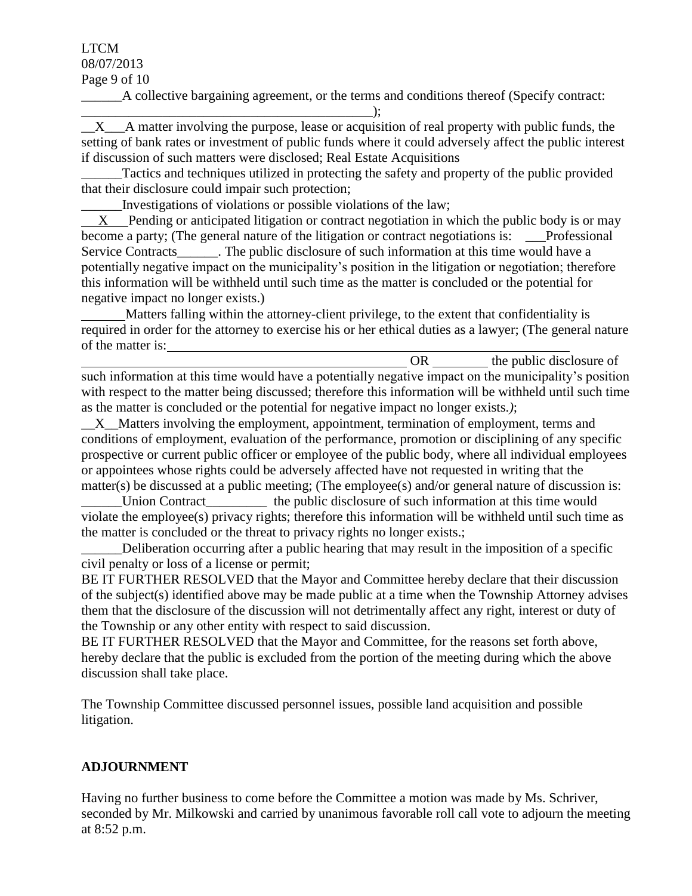______A collective bargaining agreement, or the terms and conditions thereof (Specify contract: ____________________________________________);

__X___A matter involving the purpose, lease or acquisition of real property with public funds, the setting of bank rates or investment of public funds where it could adversely affect the public interest if discussion of such matters were disclosed; Real Estate Acquisitions

______Tactics and techniques utilized in protecting the safety and property of the public provided that their disclosure could impair such protection;

______Investigations of violations or possible violations of the law;

__X___Pending or anticipated litigation or contract negotiation in which the public body is or may become a party; (The general nature of the litigation or contract negotiations is: ___Professional Service Contracts______. The public disclosure of such information at this time would have a potentially negative impact on the municipality's position in the litigation or negotiation; therefore this information will be withheld until such time as the matter is concluded or the potential for negative impact no longer exists.)

______Matters falling within the attorney-client privilege, to the extent that confidentiality is required in order for the attorney to exercise his or her ethical duties as a lawyer; (The general nature of the matter is: ____________________________________________________________ OR ________ the public disclosure of such information at this time would have a potentially negative impact on the municipality's position with respect to the matter being discussed; therefore this information will be withheld until such time as the matter is concluded or the potential for negative impact no longer exists.*)*;

__X__Matters involving the employment, appointment, termination of employment, terms and conditions of employment, evaluation of the performance, promotion or disciplining of any specific prospective or current public officer or employee of the public body, where all individual employees or appointees whose rights could be adversely affected have not requested in writing that the matter(s) be discussed at a public meeting; (The employee(s) and/or general nature of discussion is: ______Union Contract_________ the public disclosure of such information at this time would violate the employee(s) privacy rights; therefore this information will be withheld until such time as the matter is concluded or the threat to privacy rights no longer exists.;

______Deliberation occurring after a public hearing that may result in the imposition of a specific civil penalty or loss of a license or permit;

BE IT FURTHER RESOLVED that the Mayor and Committee hereby declare that their discussion of the subject(s) identified above may be made public at a time when the Township Attorney advises them that the disclosure of the discussion will not detrimentally affect any right, interest or duty of the Township or any other entity with respect to said discussion.

BE IT FURTHER RESOLVED that the Mayor and Committee, for the reasons set forth above, hereby declare that the public is excluded from the portion of the meeting during which the above discussion shall take place.

The Township Committee discussed personnel issues, possible land acquisition and possible litigation.

**ADJOURNMENT**

Having no further business to come before the Committee a motion was made by Ms. Schriver, seconded by Mr. Milkowski and carried by unanimous favorable roll call vote to adjourn the meeting at 8:52 p.m.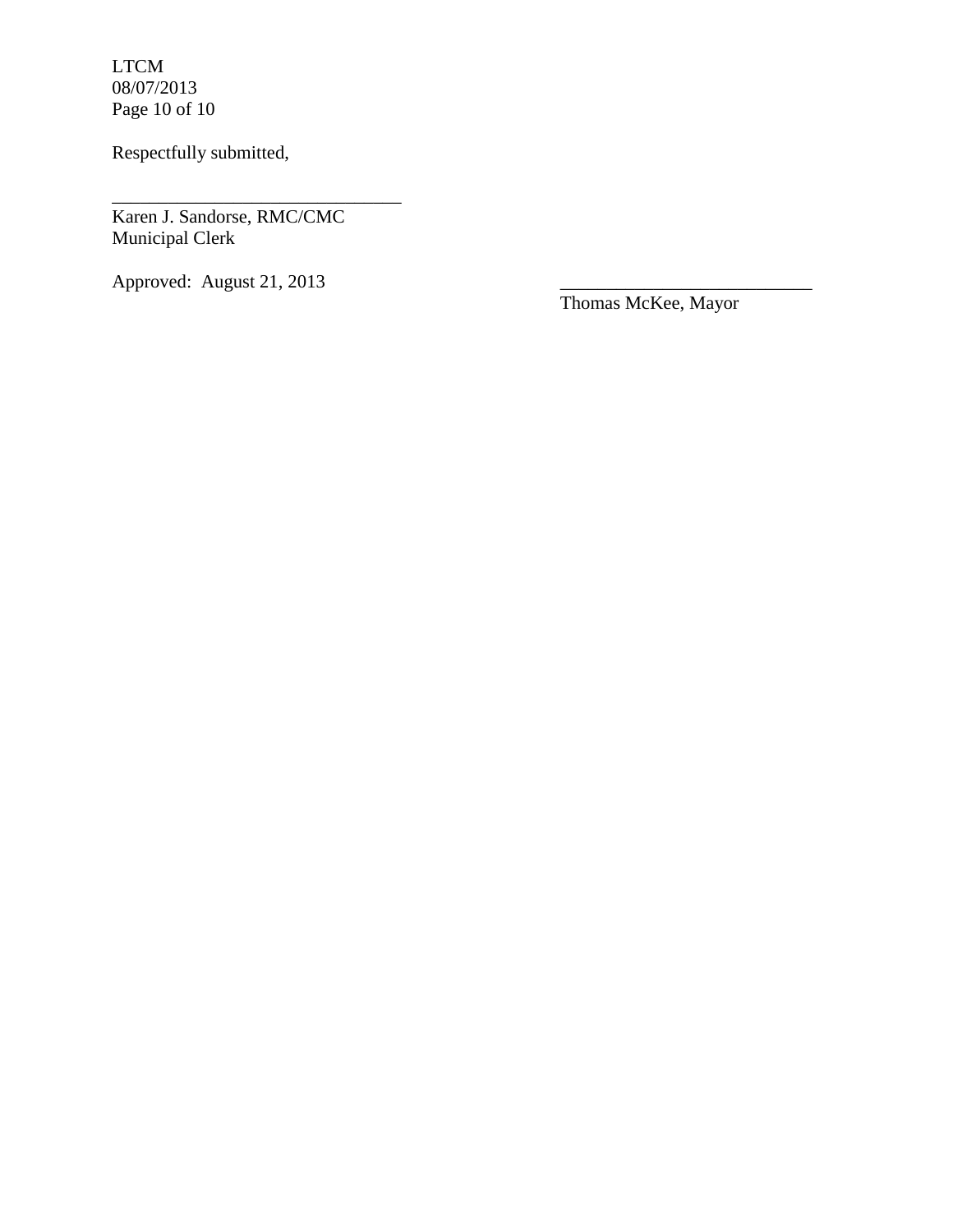Respectfully submitted,

\_\_\_\_\_\_\_\_\_\_\_\_\_\_\_\_\_\_\_\_\_\_\_\_\_\_\_\_\_\_\_

Karen J. Sandorse, RMC/CMC
Municipal Clerk

Approved: August 21, 2013

\_\_\_\_\_\_\_\_\_\_\_\_\_\_\_\_\_\_\_\_\_\_\_\_\_\_\_

Thomas McKee, Mayor